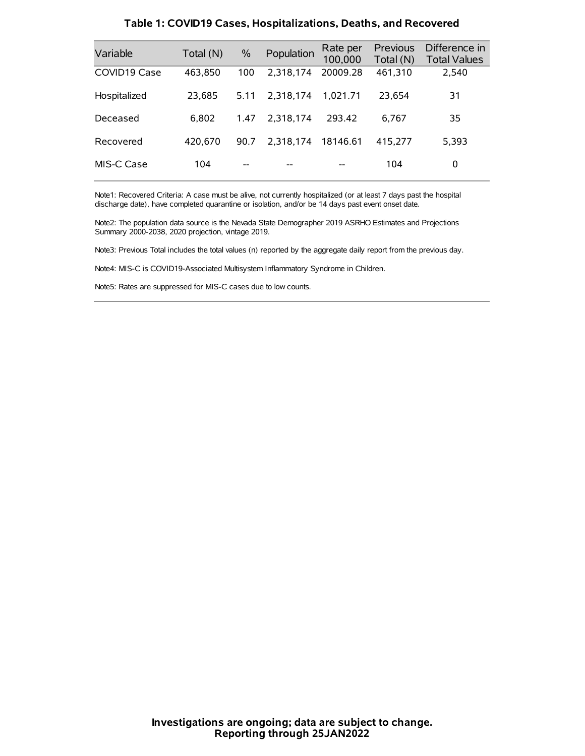# Table 1: COVID19 Cases, Hospitalizations, Deaths, and Recovered

| Variable | Total (N) | % | Population | Rate per 100,000 | Previous Total (N) | Difference in Total Values |
|---|---|---|---|---|---|---|
| COVID19 Case | 463,850 | 100 | 2,318,174 | 20009.28 | 461,310 | 2,540 |
| Hospitalized | 23,685 | 5.11 | 2,318,174 | 1,021.71 | 23,654 | 31 |
| Deceased | 6,802 | 1.47 | 2,318,174 | 293.42 | 6,767 | 35 |
| Recovered | 420,670 | 90.7 | 2,318,174 | 18146.61 | 415,277 | 5,393 |
| MIS-C Case | 104 | -- | -- | -- | 104 | 0 |

Note1: Recovered Criteria: A case must be alive, not currently hospitalized (or at least 7 days past the hospital discharge date), have completed quarantine or isolation, and/or be 14 days past event onset date.

Note2: The population data source is the Nevada State Demographer 2019 ASRHO Estimates and Projections Summary 2000-2038, 2020 projection, vintage 2019.

Note3: Previous Total includes the total values (n) reported by the aggregate daily report from the previous day.

Note4: MIS-C is COVID19-Associated Multisystem Inflammatory Syndrome in Children.

Note5: Rates are suppressed for MIS-C cases due to low counts.

**Investigations are ongoing; data are subject to change.**
**Reporting through 25JAN2022**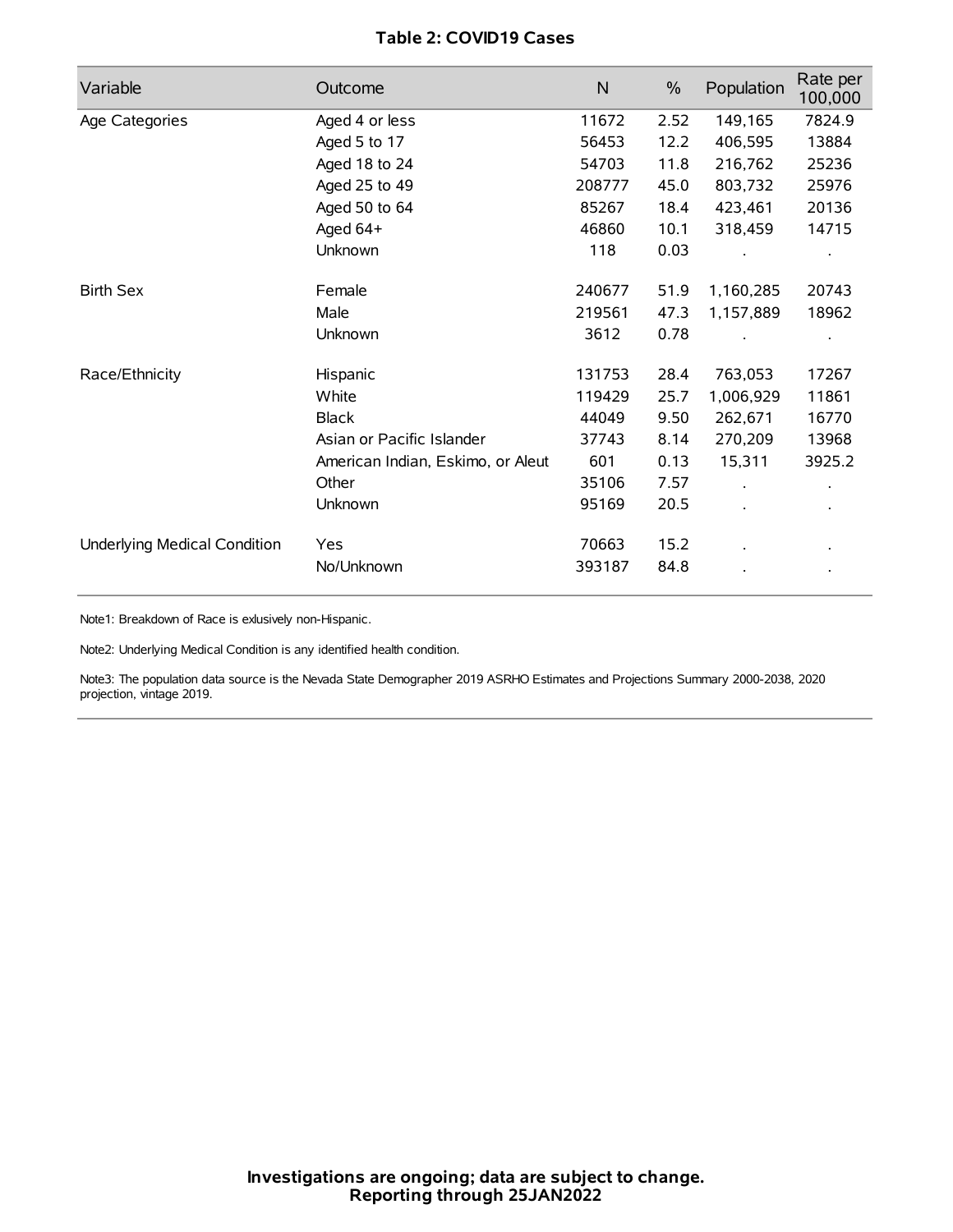**Table 2: COVID19 Cases**

| Variable | Outcome | N | % | Population | Rate per 100,000 |
|---|---|---|---|---|---|
| Age Categories | Aged 4 or less | 11672 | 2.52 | 149,165 | 7824.9 |
| | Aged 5 to 17 | 56453 | 12.2 | 406,595 | 13884 |
| | Aged 18 to 24 | 54703 | 11.8 | 216,762 | 25236 |
| | Aged 25 to 49 | 208777 | 45.0 | 803,732 | 25976 |
| | Aged 50 to 64 | 85267 | 18.4 | 423,461 | 20136 |
| | Aged 64+ | 46860 | 10.1 | 318,459 | 14715 |
| | Unknown | 118 | 0.03 | . | . |
| Birth Sex | Female | 240677 | 51.9 | 1,160,285 | 20743 |
| | Male | 219561 | 47.3 | 1,157,889 | 18962 |
| | Unknown | 3612 | 0.78 | . | . |
| Race/Ethnicity | Hispanic | 131753 | 28.4 | 763,053 | 17267 |
| | White | 119429 | 25.7 | 1,006,929 | 11861 |
| | Black | 44049 | 9.50 | 262,671 | 16770 |
| | Asian or Pacific Islander | 37743 | 8.14 | 270,209 | 13968 |
| | American Indian, Eskimo, or Aleut | 601 | 0.13 | 15,311 | 3925.2 |
| | Other | 35106 | 7.57 | . | . |
| | Unknown | 95169 | 20.5 | . | . |
| Underlying Medical Condition | Yes | 70663 | 15.2 | . | . |
| | No/Unknown | 393187 | 84.8 | . | . |

Note1: Breakdown of Race is exlusively non-Hispanic.

Note2: Underlying Medical Condition is any identified health condition.

Note3: The population data source is the Nevada State Demographer 2019 ASRHO Estimates and Projections Summary 2000-2038, 2020 projection, vintage 2019.

**Investigations are ongoing; data are subject to change.**
**Reporting through 25JAN2022**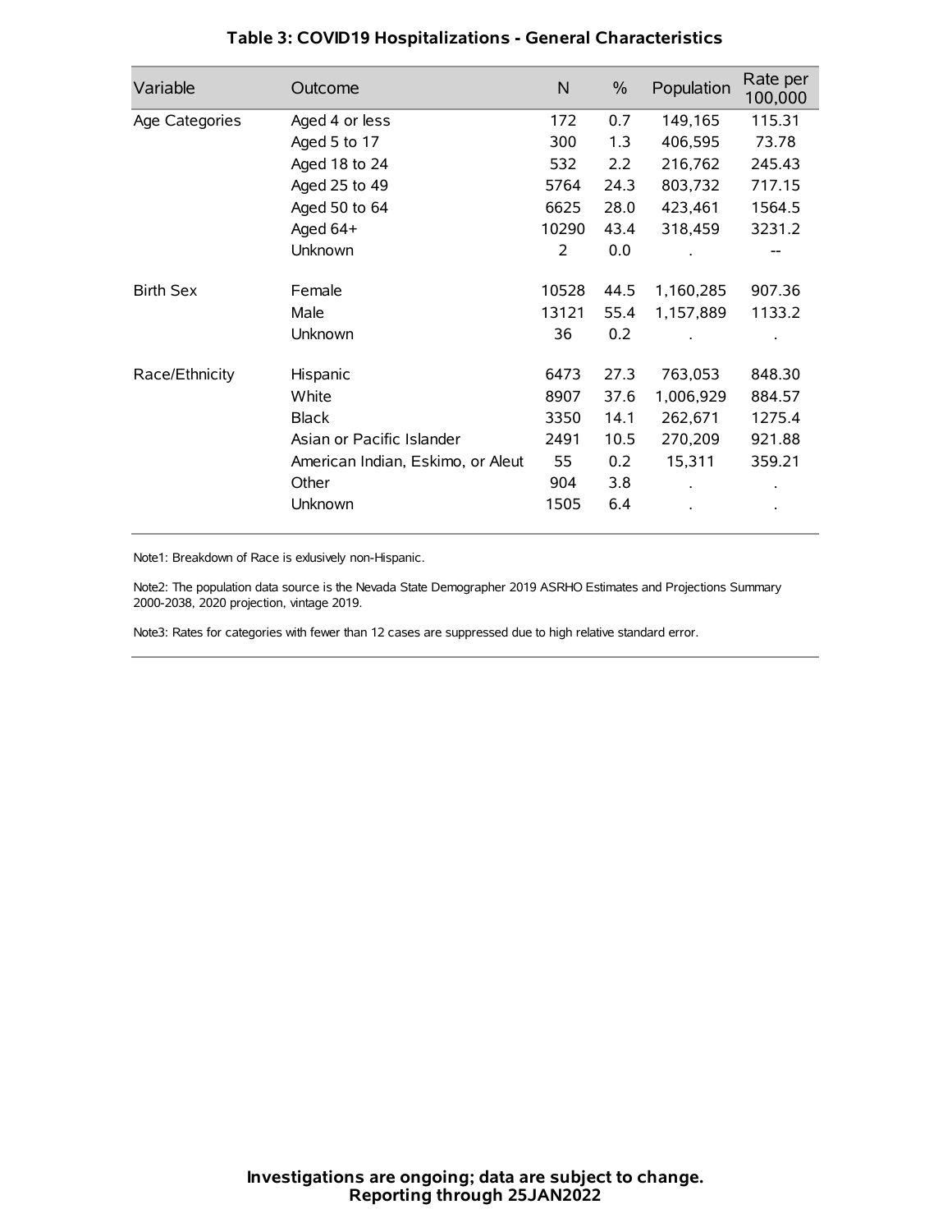### Table 3: COVID19 Hospitalizations - General Characteristics

| Variable | Outcome | N | % | Population | Rate per 100,000 |
|---|---|---|---|---|---|
| Age Categories | Aged 4 or less | 172 | 0.7 | 149,165 | 115.31 |
| | Aged 5 to 17 | 300 | 1.3 | 406,595 | 73.78 |
| | Aged 18 to 24 | 532 | 2.2 | 216,762 | 245.43 |
| | Aged 25 to 49 | 5764 | 24.3 | 803,732 | 717.15 |
| | Aged 50 to 64 | 6625 | 28.0 | 423,461 | 1564.5 |
| | Aged 64+ | 10290 | 43.4 | 318,459 | 3231.2 |
| | Unknown | 2 | 0.0 | . | -- |
| Birth Sex | Female | 10528 | 44.5 | 1,160,285 | 907.36 |
| | Male | 13121 | 55.4 | 1,157,889 | 1133.2 |
| | Unknown | 36 | 0.2 | . | . |
| Race/Ethnicity | Hispanic | 6473 | 27.3 | 763,053 | 848.30 |
| | White | 8907 | 37.6 | 1,006,929 | 884.57 |
| | Black | 3350 | 14.1 | 262,671 | 1275.4 |
| | Asian or Pacific Islander | 2491 | 10.5 | 270,209 | 921.88 |
| | American Indian, Eskimo, or Aleut | 55 | 0.2 | 15,311 | 359.21 |
| | Other | 904 | 3.8 | . | . |
| | Unknown | 1505 | 6.4 | . | . |

Note1: Breakdown of Race is exlusively non-Hispanic.

Note2: The population data source is the Nevada State Demographer 2019 ASRHO Estimates and Projections Summary 2000-2038, 2020 projection, vintage 2019.

Note3: Rates for categories with fewer than 12 cases are suppressed due to high relative standard error.

**Investigations are ongoing; data are subject to change.**
**Reporting through 25JAN2022**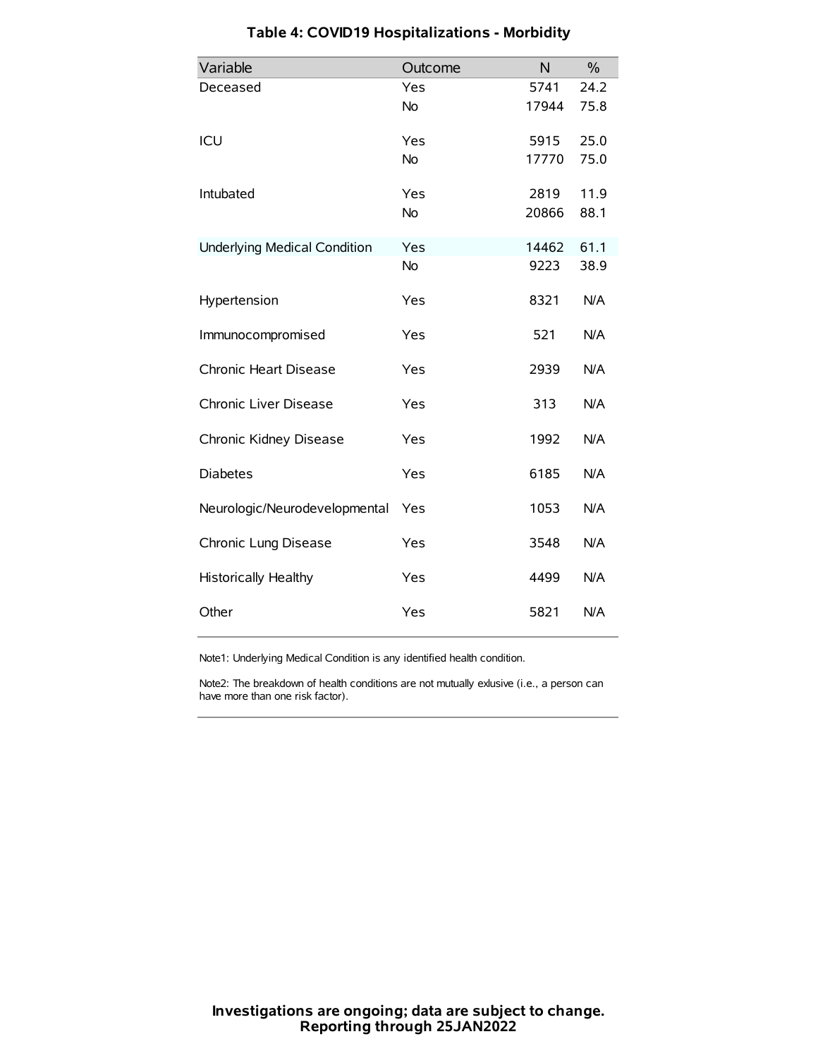# Table 4: COVID19 Hospitalizations - Morbidity

| Variable | Outcome | N | % |
|---|---|---|---|
| Deceased | Yes | 5741 | 24.2 |
| | No | 17944 | 75.8 |
| ICU | Yes | 5915 | 25.0 |
| | No | 17770 | 75.0 |
| Intubated | Yes | 2819 | 11.9 |
| | No | 20866 | 88.1 |
| Underlying Medical Condition | Yes | 14462 | 61.1 |
| | No | 9223 | 38.9 |
| Hypertension | Yes | 8321 | N/A |
| Immunocompromised | Yes | 521 | N/A |
| Chronic Heart Disease | Yes | 2939 | N/A |
| Chronic Liver Disease | Yes | 313 | N/A |
| Chronic Kidney Disease | Yes | 1992 | N/A |
| Diabetes | Yes | 6185 | N/A |
| Neurologic/Neurodevelopmental | Yes | 1053 | N/A |
| Chronic Lung Disease | Yes | 3548 | N/A |
| Historically Healthy | Yes | 4499 | N/A |
| Other | Yes | 5821 | N/A |

Note1: Underlying Medical Condition is any identified health condition.

Note2: The breakdown of health conditions are not mutually exlusive (i.e., a person can have more than one risk factor).

**Investigations are ongoing; data are subject to change.**
**Reporting through 25JAN2022**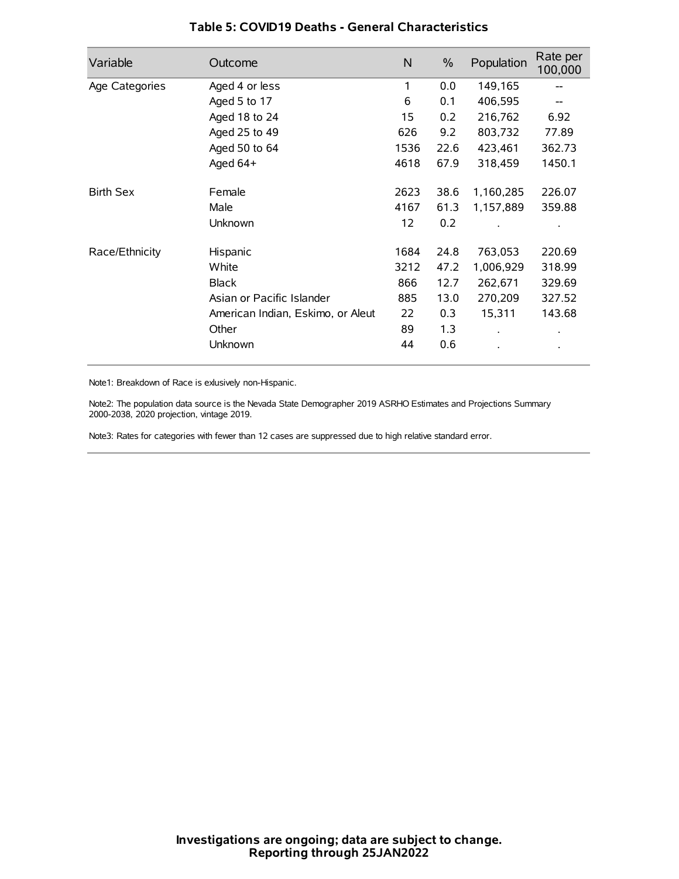## Table 5: COVID19 Deaths - General Characteristics

| Variable | Outcome | N | % | Population | Rate per 100,000 |
|---|---|---|---|---|---|
| Age Categories | Aged 4 or less | 1 | 0.0 | 149,165 | -- |
| | Aged 5 to 17 | 6 | 0.1 | 406,595 | -- |
| | Aged 18 to 24 | 15 | 0.2 | 216,762 | 6.92 |
| | Aged 25 to 49 | 626 | 9.2 | 803,732 | 77.89 |
| | Aged 50 to 64 | 1536 | 22.6 | 423,461 | 362.73 |
| | Aged 64+ | 4618 | 67.9 | 318,459 | 1450.1 |
| Birth Sex | Female | 2623 | 38.6 | 1,160,285 | 226.07 |
| | Male | 4167 | 61.3 | 1,157,889 | 359.88 |
| | Unknown | 12 | 0.2 | . | . |
| Race/Ethnicity | Hispanic | 1684 | 24.8 | 763,053 | 220.69 |
| | White | 3212 | 47.2 | 1,006,929 | 318.99 |
| | Black | 866 | 12.7 | 262,671 | 329.69 |
| | Asian or Pacific Islander | 885 | 13.0 | 270,209 | 327.52 |
| | American Indian, Eskimo, or Aleut | 22 | 0.3 | 15,311 | 143.68 |
| | Other | 89 | 1.3 | . | . |
| | Unknown | 44 | 0.6 | . | . |

Note1: Breakdown of Race is exlusively non-Hispanic.

Note2: The population data source is the Nevada State Demographer 2019 ASRHO Estimates and Projections Summary 2000-2038, 2020 projection, vintage 2019.

Note3: Rates for categories with fewer than 12 cases are suppressed due to high relative standard error.

**Investigations are ongoing; data are subject to change.**
**Reporting through 25JAN2022**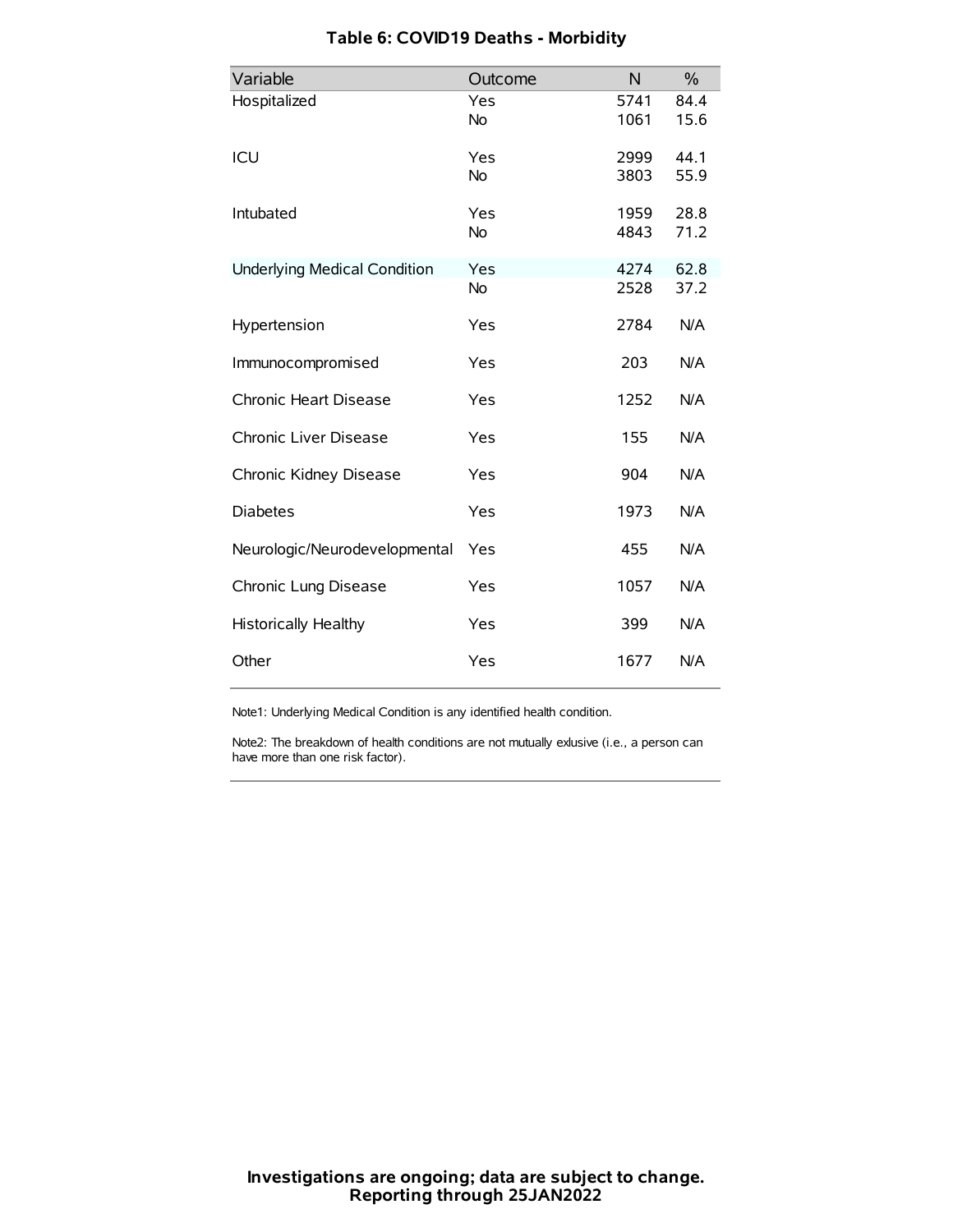## Table 6: COVID19 Deaths - Morbidity

| Variable | Outcome | N | % |
|---|---|---|---|
| Hospitalized | Yes | 5741 | 84.4 |
| | No | 1061 | 15.6 |
| ICU | Yes | 2999 | 44.1 |
| | No | 3803 | 55.9 |
| Intubated | Yes | 1959 | 28.8 |
| | No | 4843 | 71.2 |
| Underlying Medical Condition | Yes | 4274 | 62.8 |
| | No | 2528 | 37.2 |
| Hypertension | Yes | 2784 | N/A |
| Immunocompromised | Yes | 203 | N/A |
| Chronic Heart Disease | Yes | 1252 | N/A |
| Chronic Liver Disease | Yes | 155 | N/A |
| Chronic Kidney Disease | Yes | 904 | N/A |
| Diabetes | Yes | 1973 | N/A |
| Neurologic/Neurodevelopmental | Yes | 455 | N/A |
| Chronic Lung Disease | Yes | 1057 | N/A |
| Historically Healthy | Yes | 399 | N/A |
| Other | Yes | 1677 | N/A |

Note1: Underlying Medical Condition is any identified health condition.

Note2: The breakdown of health conditions are not mutually exlusive (i.e., a person can have more than one risk factor).

**Investigations are ongoing; data are subject to change.**
**Reporting through 25JAN2022**